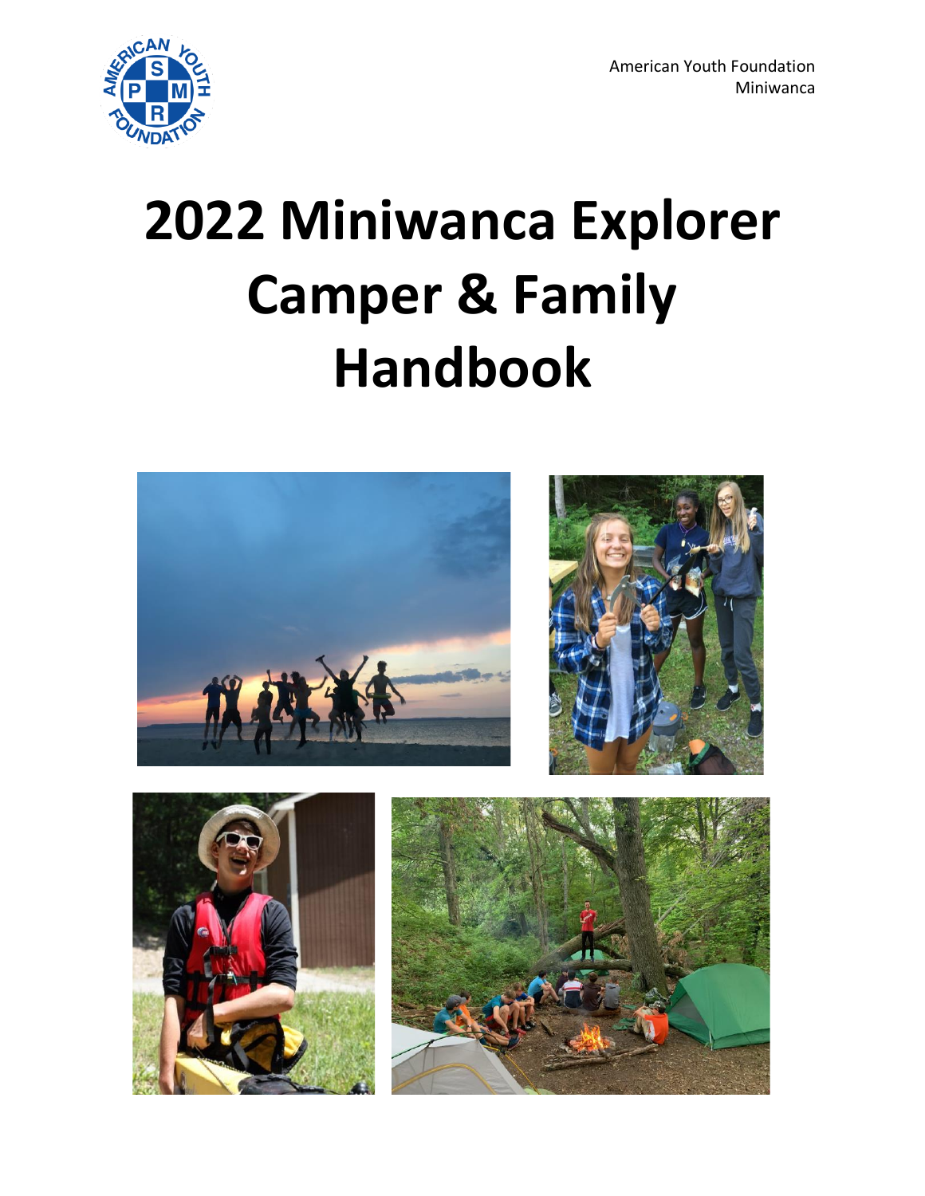American Youth Foundation
Miniwanca

# 2022 Miniwanca Explorer Camper & Family Handbook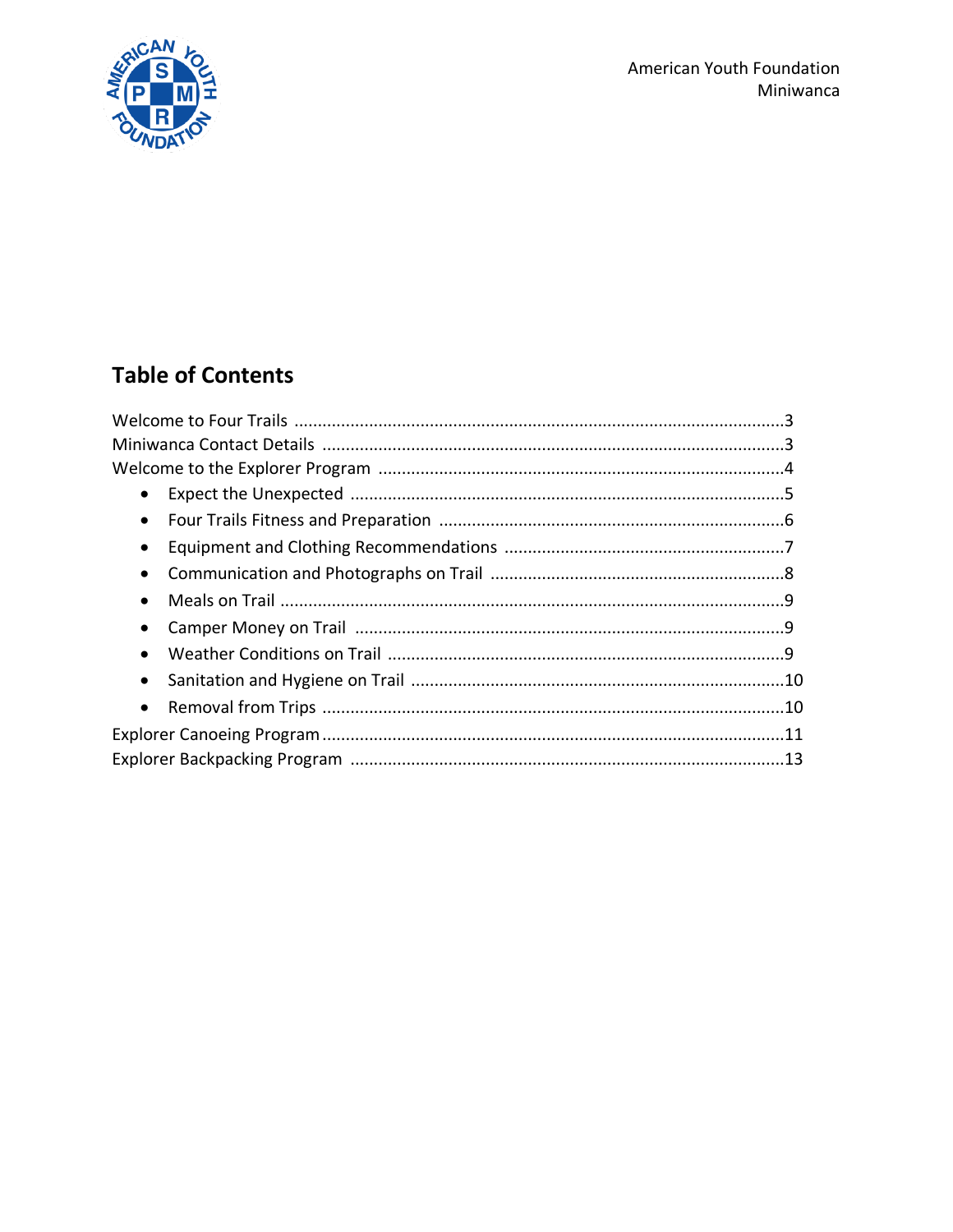American Youth Foundation
Miniwanca

## Table of Contents

Welcome to Four Trails ....................................................................................3
Miniwanca Contact Details ................................................................................3
Welcome to the Explorer Program ....................................................................4

- Expect the Unexpected ..........................................................................5
- Four Trails Fitness and Preparation ........................................................6
- Equipment and Clothing Recommendations ..........................................7
- Communication and Photographs on Trail ............................................8
- Meals on Trail ..........................................................................................9
- Camper Money on Trail ..........................................................................9
- Weather Conditions on Trail ...................................................................9
- Sanitation and Hygiene on Trail ..............................................................10
- Removal from Trips .................................................................................10

Explorer Canoeing Program ...............................................................................11
Explorer Backpacking Program ..........................................................................13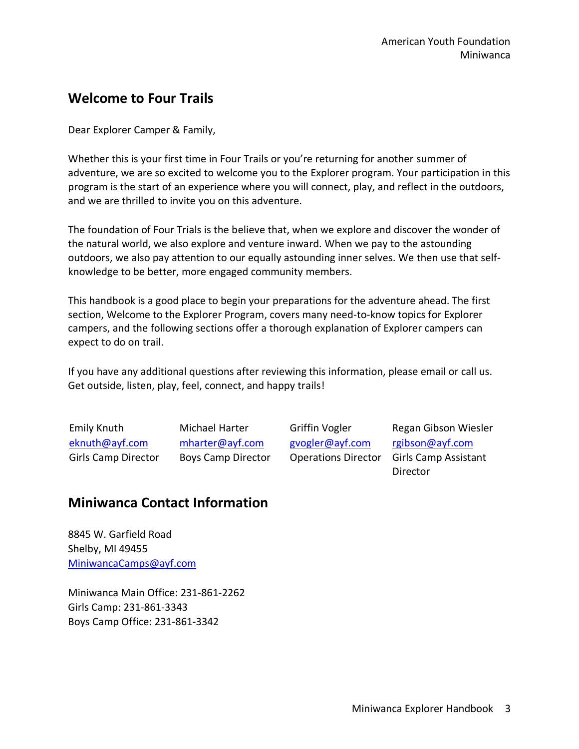## Welcome to Four Trails

Dear Explorer Camper & Family,

Whether this is your first time in Four Trails or you're returning for another summer of adventure, we are so excited to welcome you to the Explorer program. Your participation in this program is the start of an experience where you will connect, play, and reflect in the outdoors, and we are thrilled to invite you on this adventure.

The foundation of Four Trials is the believe that, when we explore and discover the wonder of the natural world, we also explore and venture inward. When we pay to the astounding outdoors, we also pay attention to our equally astounding inner selves. We then use that self-knowledge to be better, more engaged community members.

This handbook is a good place to begin your preparations for the adventure ahead. The first section, Welcome to the Explorer Program, covers many need-to-know topics for Explorer campers, and the following sections offer a thorough explanation of Explorer campers can expect to do on trail.

If you have any additional questions after reviewing this information, please email or call us. Get outside, listen, play, feel, connect, and happy trails!

| Emily Knuth | Michael Harter | Griffin Vogler | Regan Gibson Wiesler |
|---|---|---|---|
| eknuth@ayf.com | mharter@ayf.com | gvogler@ayf.com | rgibson@ayf.com |
| Girls Camp Director | Boys Camp Director | Operations Director | Girls Camp Assistant Director |

## Miniwanca Contact Information

8845 W. Garfield Road
Shelby, MI 49455
MiniwancaCamps@ayf.com

Miniwanca Main Office: 231-861-2262
Girls Camp: 231-861-3343
Boys Camp Office: 231-861-3342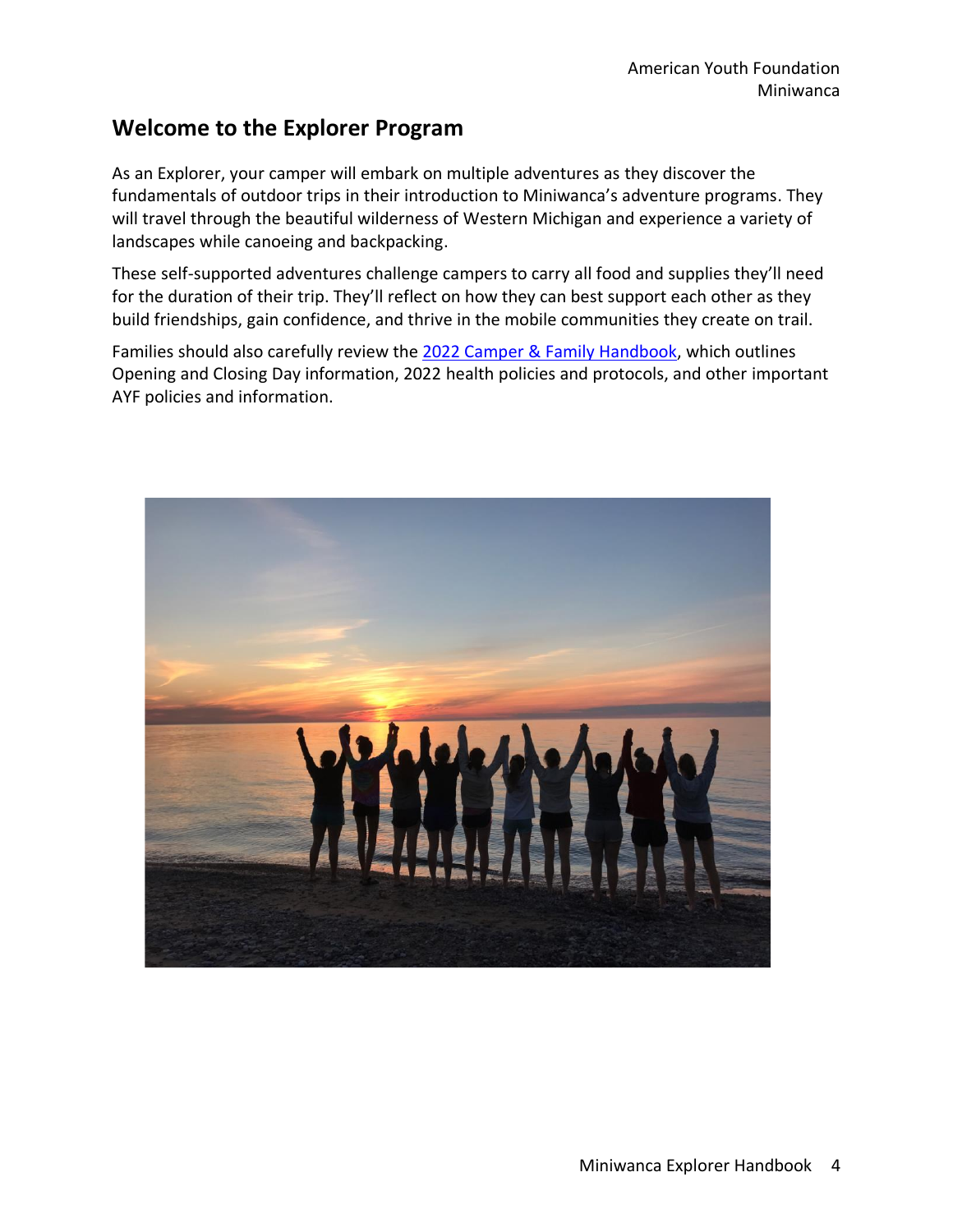## Welcome to the Explorer Program

As an Explorer, your camper will embark on multiple adventures as they discover the fundamentals of outdoor trips in their introduction to Miniwanca's adventure programs. They will travel through the beautiful wilderness of Western Michigan and experience a variety of landscapes while canoeing and backpacking.

These self-supported adventures challenge campers to carry all food and supplies they'll need for the duration of their trip. They'll reflect on how they can best support each other as they build friendships, gain confidence, and thrive in the mobile communities they create on trail.

Families should also carefully review the [2022 Camper & Family Handbook](), which outlines Opening and Closing Day information, 2022 health policies and protocols, and other important AYF policies and information.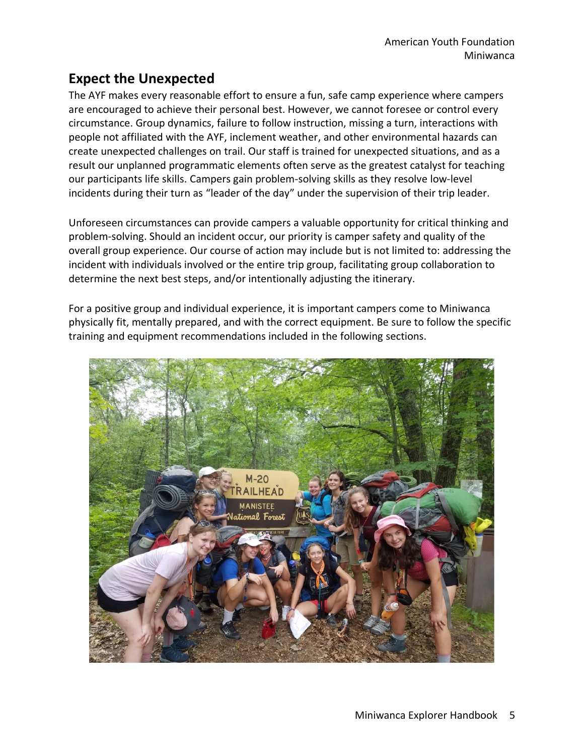## Expect the Unexpected

The AYF makes every reasonable effort to ensure a fun, safe camp experience where campers are encouraged to achieve their personal best. However, we cannot foresee or control every circumstance. Group dynamics, failure to follow instruction, missing a turn, interactions with people not affiliated with the AYF, inclement weather, and other environmental hazards can create unexpected challenges on trail. Our staff is trained for unexpected situations, and as a result our unplanned programmatic elements often serve as the greatest catalyst for teaching our participants life skills. Campers gain problem-solving skills as they resolve low-level incidents during their turn as "leader of the day" under the supervision of their trip leader.

Unforeseen circumstances can provide campers a valuable opportunity for critical thinking and problem-solving. Should an incident occur, our priority is camper safety and quality of the overall group experience. Our course of action may include but is not limited to: addressing the incident with individuals involved or the entire trip group, facilitating group collaboration to determine the next best steps, and/or intentionally adjusting the itinerary.

For a positive group and individual experience, it is important campers come to Miniwanca physically fit, mentally prepared, and with the correct equipment. Be sure to follow the specific training and equipment recommendations included in the following sections.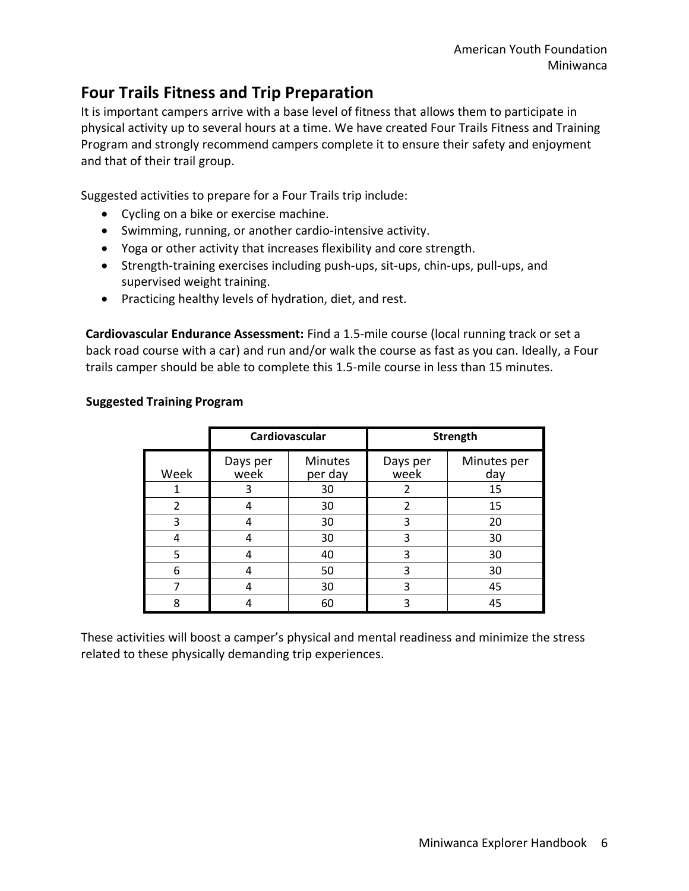## Four Trails Fitness and Trip Preparation

It is important campers arrive with a base level of fitness that allows them to participate in physical activity up to several hours at a time. We have created Four Trails Fitness and Training Program and strongly recommend campers complete it to ensure their safety and enjoyment and that of their trail group.

Suggested activities to prepare for a Four Trails trip include:

- Cycling on a bike or exercise machine.
- Swimming, running, or another cardio-intensive activity.
- Yoga or other activity that increases flexibility and core strength.
- Strength-training exercises including push-ups, sit-ups, chin-ups, pull-ups, and supervised weight training.
- Practicing healthy levels of hydration, diet, and rest.

**Cardiovascular Endurance Assessment:** Find a 1.5-mile course (local running track or set a back road course with a car) and run and/or walk the course as fast as you can. Ideally, a Four trails camper should be able to complete this 1.5-mile course in less than 15 minutes.

**Suggested Training Program**

| | Cardiovascular | | Strength | |
|---|---|---|---|---|
| Week | Days per week | Minutes per day | Days per week | Minutes per day |
| 1 | 3 | 30 | 2 | 15 |
| 2 | 4 | 30 | 2 | 15 |
| 3 | 4 | 30 | 3 | 20 |
| 4 | 4 | 30 | 3 | 30 |
| 5 | 4 | 40 | 3 | 30 |
| 6 | 4 | 50 | 3 | 30 |
| 7 | 4 | 30 | 3 | 45 |
| 8 | 4 | 60 | 3 | 45 |

These activities will boost a camper's physical and mental readiness and minimize the stress related to these physically demanding trip experiences.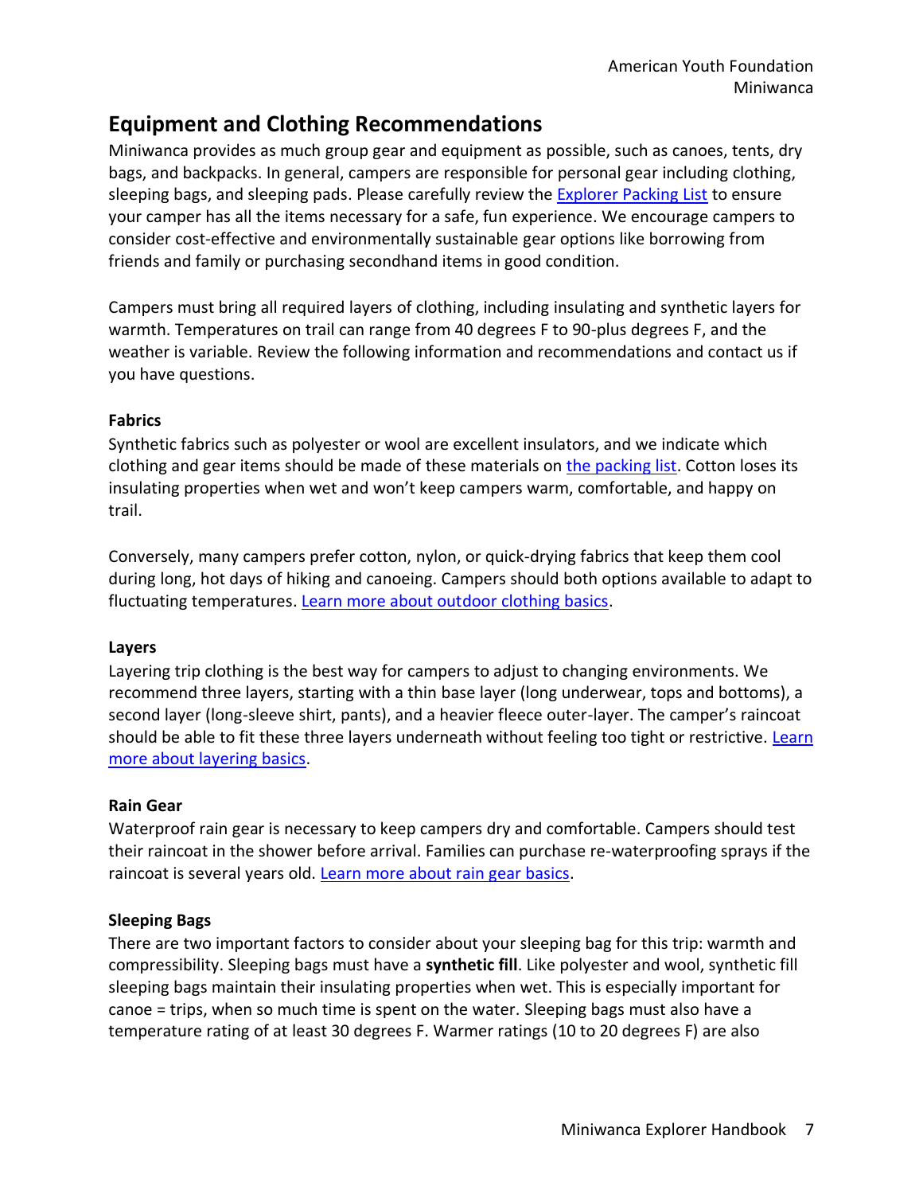## Equipment and Clothing Recommendations

Miniwanca provides as much group gear and equipment as possible, such as canoes, tents, dry bags, and backpacks. In general, campers are responsible for personal gear including clothing, sleeping bags, and sleeping pads. Please carefully review the [Explorer Packing List] to ensure your camper has all the items necessary for a safe, fun experience. We encourage campers to consider cost-effective and environmentally sustainable gear options like borrowing from friends and family or purchasing secondhand items in good condition.

Campers must bring all required layers of clothing, including insulating and synthetic layers for warmth. Temperatures on trail can range from 40 degrees F to 90-plus degrees F, and the weather is variable. Review the following information and recommendations and contact us if you have questions.

**Fabrics**

Synthetic fabrics such as polyester or wool are excellent insulators, and we indicate which clothing and gear items should be made of these materials on [the packing list]. Cotton loses its insulating properties when wet and won't keep campers warm, comfortable, and happy on trail.

Conversely, many campers prefer cotton, nylon, or quick-drying fabrics that keep them cool during long, hot days of hiking and canoeing. Campers should both options available to adapt to fluctuating temperatures. [Learn more about outdoor clothing basics].

**Layers**

Layering trip clothing is the best way for campers to adjust to changing environments. We recommend three layers, starting with a thin base layer (long underwear, tops and bottoms), a second layer (long-sleeve shirt, pants), and a heavier fleece outer-layer. The camper's raincoat should be able to fit these three layers underneath without feeling too tight or restrictive. [Learn more about layering basics].

**Rain Gear**

Waterproof rain gear is necessary to keep campers dry and comfortable. Campers should test their raincoat in the shower before arrival. Families can purchase re-waterproofing sprays if the raincoat is several years old. [Learn more about rain gear basics].

**Sleeping Bags**

There are two important factors to consider about your sleeping bag for this trip: warmth and compressibility. Sleeping bags must have a **synthetic fill**. Like polyester and wool, synthetic fill sleeping bags maintain their insulating properties when wet. This is especially important for canoe = trips, when so much time is spent on the water. Sleeping bags must also have a temperature rating of at least 30 degrees F. Warmer ratings (10 to 20 degrees F) are also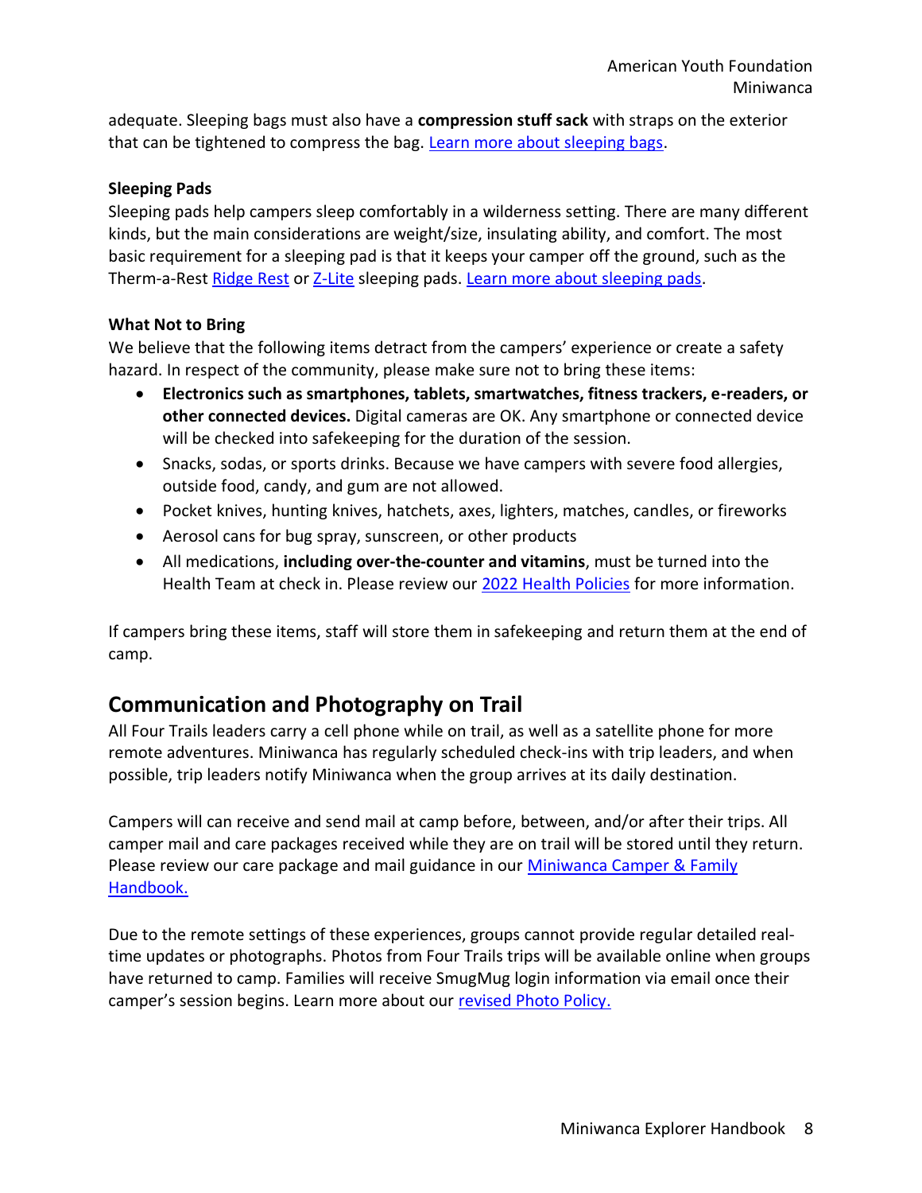adequate. Sleeping bags must also have a **compression stuff sack** with straps on the exterior that can be tightened to compress the bag. Learn more about sleeping bags.

### Sleeping Pads

Sleeping pads help campers sleep comfortably in a wilderness setting. There are many different kinds, but the main considerations are weight/size, insulating ability, and comfort. The most basic requirement for a sleeping pad is that it keeps your camper off the ground, such as the Therm-a-Rest Ridge Rest or Z-Lite sleeping pads. Learn more about sleeping pads.

### What Not to Bring

We believe that the following items detract from the campers' experience or create a safety hazard. In respect of the community, please make sure not to bring these items:

- **Electronics such as smartphones, tablets, smartwatches, fitness trackers, e-readers, or other connected devices.** Digital cameras are OK. Any smartphone or connected device will be checked into safekeeping for the duration of the session.
- Snacks, sodas, or sports drinks. Because we have campers with severe food allergies, outside food, candy, and gum are not allowed.
- Pocket knives, hunting knives, hatchets, axes, lighters, matches, candles, or fireworks
- Aerosol cans for bug spray, sunscreen, or other products
- All medications, **including over-the-counter and vitamins**, must be turned into the Health Team at check in. Please review our 2022 Health Policies for more information.

If campers bring these items, staff will store them in safekeeping and return them at the end of camp.

## Communication and Photography on Trail

All Four Trails leaders carry a cell phone while on trail, as well as a satellite phone for more remote adventures. Miniwanca has regularly scheduled check-ins with trip leaders, and when possible, trip leaders notify Miniwanca when the group arrives at its daily destination.

Campers will can receive and send mail at camp before, between, and/or after their trips. All camper mail and care packages received while they are on trail will be stored until they return. Please review our care package and mail guidance in our Miniwanca Camper & Family Handbook.

Due to the remote settings of these experiences, groups cannot provide regular detailed real-time updates or photographs. Photos from Four Trails trips will be available online when groups have returned to camp. Families will receive SmugMug login information via email once their camper's session begins. Learn more about our revised Photo Policy.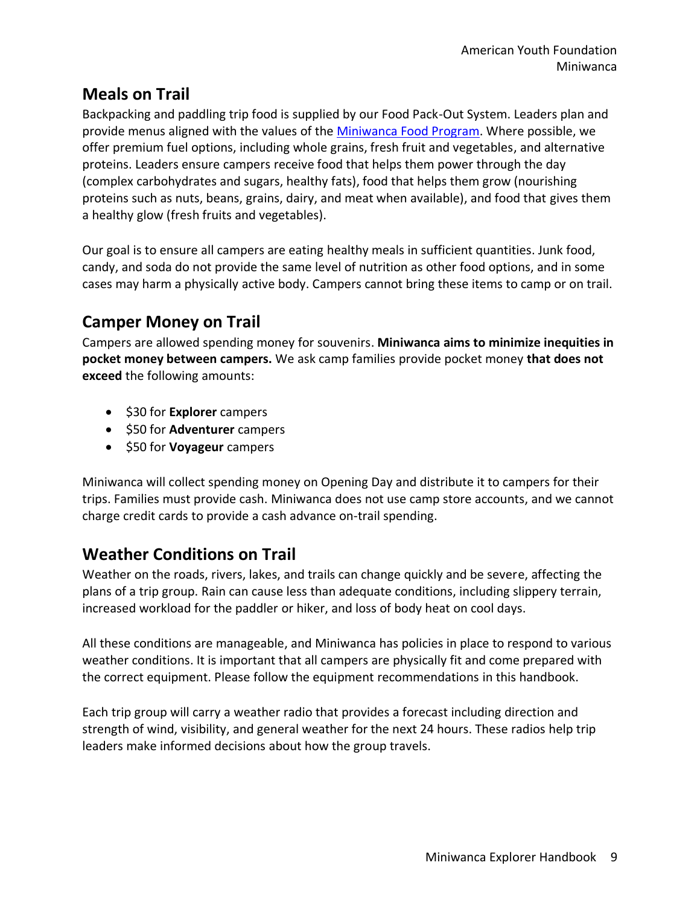## Meals on Trail

Backpacking and paddling trip food is supplied by our Food Pack-Out System. Leaders plan and provide menus aligned with the values of the [Miniwanca Food Program](). Where possible, we offer premium fuel options, including whole grains, fresh fruit and vegetables, and alternative proteins. Leaders ensure campers receive food that helps them power through the day (complex carbohydrates and sugars, healthy fats), food that helps them grow (nourishing proteins such as nuts, beans, grains, dairy, and meat when available), and food that gives them a healthy glow (fresh fruits and vegetables).

Our goal is to ensure all campers are eating healthy meals in sufficient quantities. Junk food, candy, and soda do not provide the same level of nutrition as other food options, and in some cases may harm a physically active body. Campers cannot bring these items to camp or on trail.

## Camper Money on Trail

Campers are allowed spending money for souvenirs. **Miniwanca aims to minimize inequities in pocket money between campers.** We ask camp families provide pocket money **that does not exceed** the following amounts:

- $30 for **Explorer** campers
- $50 for **Adventurer** campers
- $50 for **Voyageur** campers

Miniwanca will collect spending money on Opening Day and distribute it to campers for their trips. Families must provide cash. Miniwanca does not use camp store accounts, and we cannot charge credit cards to provide a cash advance on-trail spending.

## Weather Conditions on Trail

Weather on the roads, rivers, lakes, and trails can change quickly and be severe, affecting the plans of a trip group. Rain can cause less than adequate conditions, including slippery terrain, increased workload for the paddler or hiker, and loss of body heat on cool days.

All these conditions are manageable, and Miniwanca has policies in place to respond to various weather conditions. It is important that all campers are physically fit and come prepared with the correct equipment. Please follow the equipment recommendations in this handbook.

Each trip group will carry a weather radio that provides a forecast including direction and strength of wind, visibility, and general weather for the next 24 hours. These radios help trip leaders make informed decisions about how the group travels.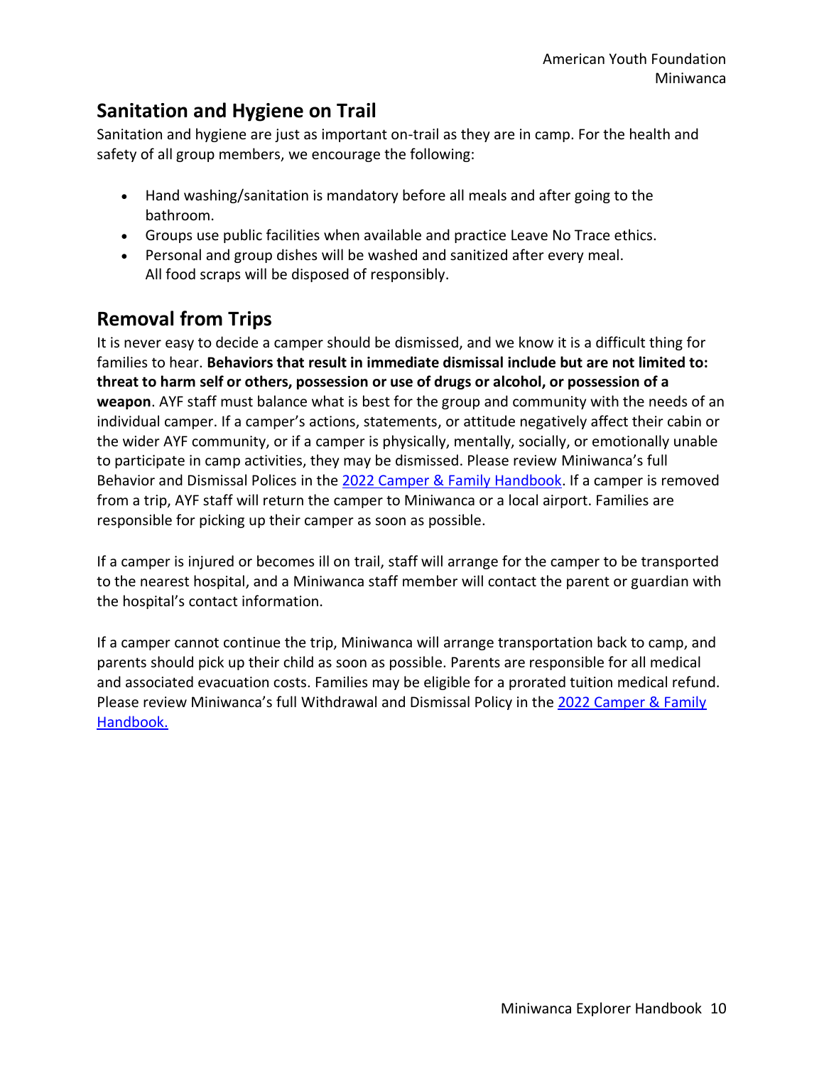## Sanitation and Hygiene on Trail

Sanitation and hygiene are just as important on-trail as they are in camp. For the health and safety of all group members, we encourage the following:

- Hand washing/sanitation is mandatory before all meals and after going to the bathroom.
- Groups use public facilities when available and practice Leave No Trace ethics.
- Personal and group dishes will be washed and sanitized after every meal. All food scraps will be disposed of responsibly.

## Removal from Trips

It is never easy to decide a camper should be dismissed, and we know it is a difficult thing for families to hear. **Behaviors that result in immediate dismissal include but are not limited to: threat to harm self or others, possession or use of drugs or alcohol, or possession of a weapon**. AYF staff must balance what is best for the group and community with the needs of an individual camper. If a camper's actions, statements, or attitude negatively affect their cabin or the wider AYF community, or if a camper is physically, mentally, socially, or emotionally unable to participate in camp activities, they may be dismissed. Please review Miniwanca's full Behavior and Dismissal Polices in the [2022 Camper & Family Handbook](). If a camper is removed from a trip, AYF staff will return the camper to Miniwanca or a local airport. Families are responsible for picking up their camper as soon as possible.

If a camper is injured or becomes ill on trail, staff will arrange for the camper to be transported to the nearest hospital, and a Miniwanca staff member will contact the parent or guardian with the hospital's contact information.

If a camper cannot continue the trip, Miniwanca will arrange transportation back to camp, and parents should pick up their child as soon as possible. Parents are responsible for all medical and associated evacuation costs. Families may be eligible for a prorated tuition medical refund. Please review Miniwanca's full Withdrawal and Dismissal Policy in the [2022 Camper & Family Handbook.]()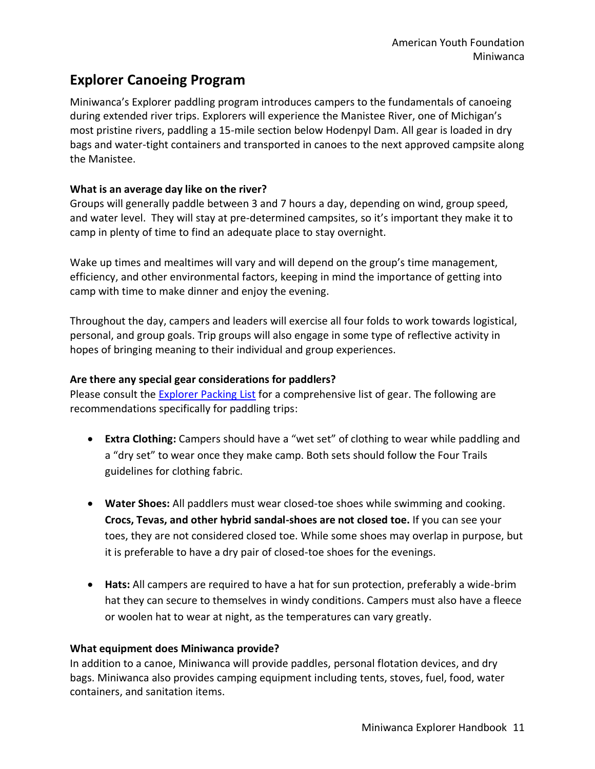## Explorer Canoeing Program

Miniwanca's Explorer paddling program introduces campers to the fundamentals of canoeing during extended river trips. Explorers will experience the Manistee River, one of Michigan's most pristine rivers, paddling a 15-mile section below Hodenpyl Dam. All gear is loaded in dry bags and water-tight containers and transported in canoes to the next approved campsite along the Manistee.

**What is an average day like on the river?**
Groups will generally paddle between 3 and 7 hours a day, depending on wind, group speed, and water level. They will stay at pre-determined campsites, so it's important they make it to camp in plenty of time to find an adequate place to stay overnight.

Wake up times and mealtimes will vary and will depend on the group's time management, efficiency, and other environmental factors, keeping in mind the importance of getting into camp with time to make dinner and enjoy the evening.

Throughout the day, campers and leaders will exercise all four folds to work towards logistical, personal, and group goals. Trip groups will also engage in some type of reflective activity in hopes of bringing meaning to their individual and group experiences.

**Are there any special gear considerations for paddlers?**
Please consult the Explorer Packing List for a comprehensive list of gear. The following are recommendations specifically for paddling trips:

- **Extra Clothing:** Campers should have a "wet set" of clothing to wear while paddling and a "dry set" to wear once they make camp. Both sets should follow the Four Trails guidelines for clothing fabric.
- **Water Shoes:** All paddlers must wear closed-toe shoes while swimming and cooking. **Crocs, Tevas, and other hybrid sandal-shoes are not closed toe.** If you can see your toes, they are not considered closed toe. While some shoes may overlap in purpose, but it is preferable to have a dry pair of closed-toe shoes for the evenings.
- **Hats:** All campers are required to have a hat for sun protection, preferably a wide-brim hat they can secure to themselves in windy conditions. Campers must also have a fleece or woolen hat to wear at night, as the temperatures can vary greatly.

**What equipment does Miniwanca provide?**
In addition to a canoe, Miniwanca will provide paddles, personal flotation devices, and dry bags. Miniwanca also provides camping equipment including tents, stoves, fuel, food, water containers, and sanitation items.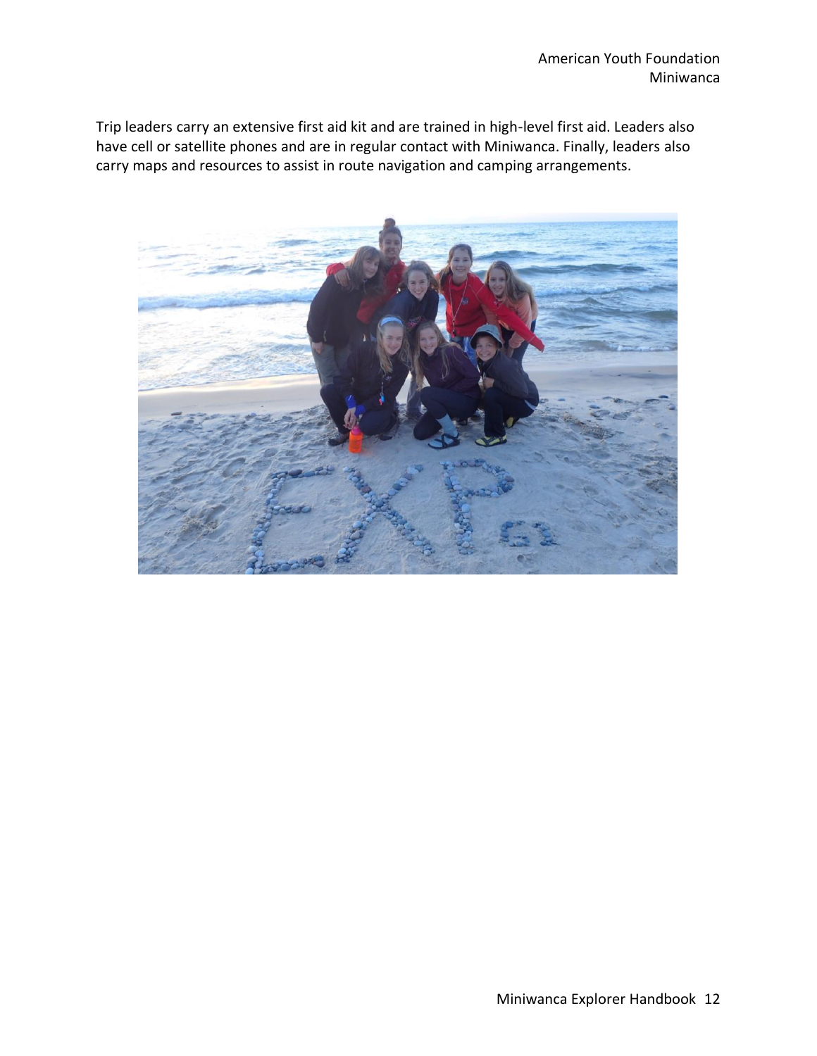Trip leaders carry an extensive first aid kit and are trained in high-level first aid. Leaders also have cell or satellite phones and are in regular contact with Miniwanca. Finally, leaders also carry maps and resources to assist in route navigation and camping arrangements.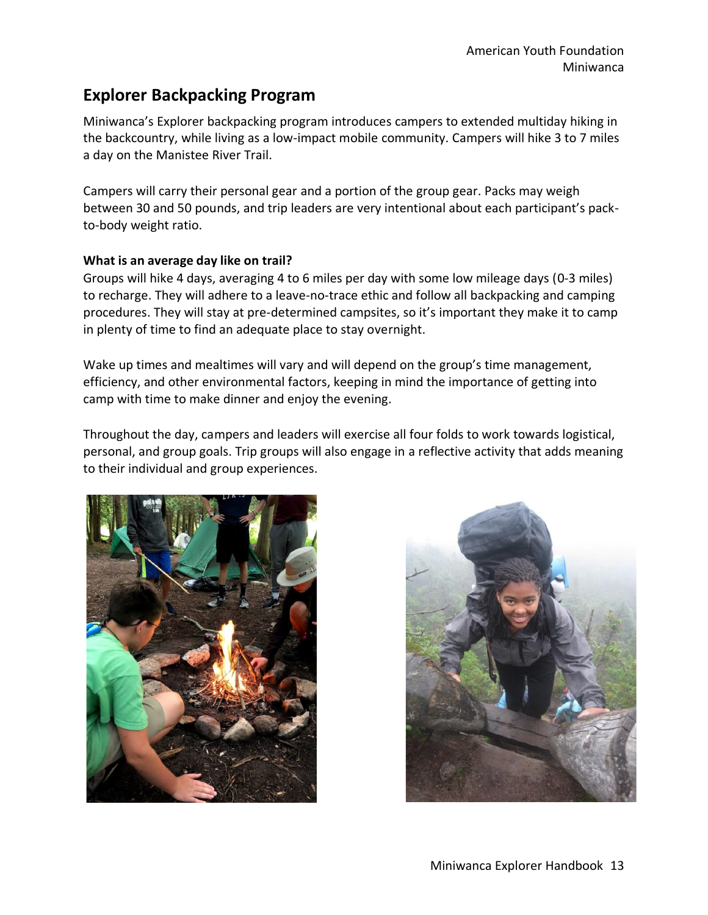## Explorer Backpacking Program

Miniwanca's Explorer backpacking program introduces campers to extended multiday hiking in the backcountry, while living as a low-impact mobile community. Campers will hike 3 to 7 miles a day on the Manistee River Trail.

Campers will carry their personal gear and a portion of the group gear. Packs may weigh between 30 and 50 pounds, and trip leaders are very intentional about each participant's pack-to-body weight ratio.

**What is an average day like on trail?**

Groups will hike 4 days, averaging 4 to 6 miles per day with some low mileage days (0-3 miles) to recharge. They will adhere to a leave-no-trace ethic and follow all backpacking and camping procedures. They will stay at pre-determined campsites, so it's important they make it to camp in plenty of time to find an adequate place to stay overnight.

Wake up times and mealtimes will vary and will depend on the group's time management, efficiency, and other environmental factors, keeping in mind the importance of getting into camp with time to make dinner and enjoy the evening.

Throughout the day, campers and leaders will exercise all four folds to work towards logistical, personal, and group goals. Trip groups will also engage in a reflective activity that adds meaning to their individual and group experiences.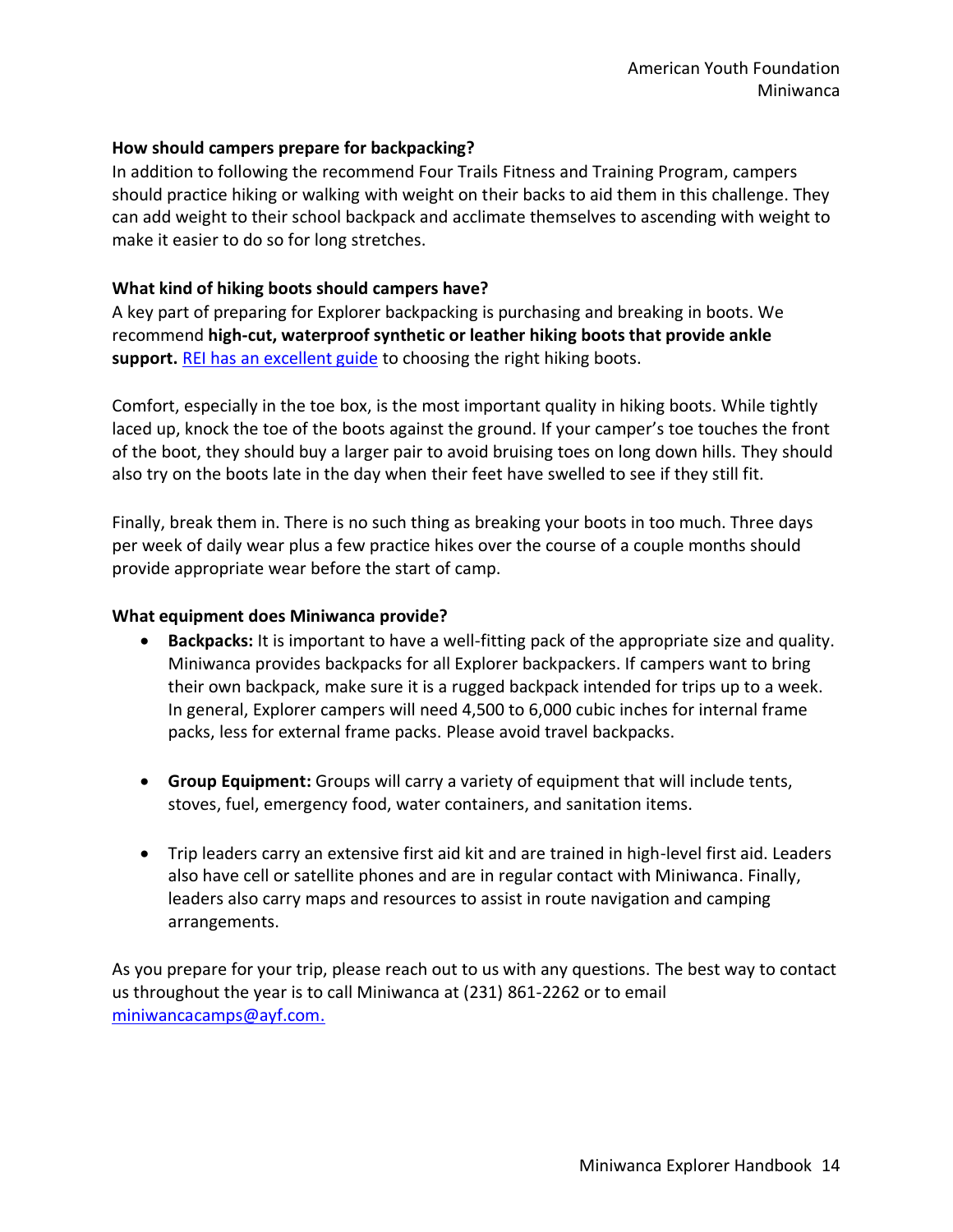### How should campers prepare for backpacking?

In addition to following the recommend Four Trails Fitness and Training Program, campers should practice hiking or walking with weight on their backs to aid them in this challenge. They can add weight to their school backpack and acclimate themselves to ascending with weight to make it easier to do so for long stretches.

### What kind of hiking boots should campers have?

A key part of preparing for Explorer backpacking is purchasing and breaking in boots. We recommend **high-cut, waterproof synthetic or leather hiking boots that provide ankle support.** REI has an excellent guide to choosing the right hiking boots.

Comfort, especially in the toe box, is the most important quality in hiking boots. While tightly laced up, knock the toe of the boots against the ground. If your camper's toe touches the front of the boot, they should buy a larger pair to avoid bruising toes on long down hills. They should also try on the boots late in the day when their feet have swelled to see if they still fit.

Finally, break them in. There is no such thing as breaking your boots in too much. Three days per week of daily wear plus a few practice hikes over the course of a couple months should provide appropriate wear before the start of camp.

### What equipment does Miniwanca provide?

- **Backpacks:** It is important to have a well-fitting pack of the appropriate size and quality. Miniwanca provides backpacks for all Explorer backpackers. If campers want to bring their own backpack, make sure it is a rugged backpack intended for trips up to a week. In general, Explorer campers will need 4,500 to 6,000 cubic inches for internal frame packs, less for external frame packs. Please avoid travel backpacks.

- **Group Equipment:** Groups will carry a variety of equipment that will include tents, stoves, fuel, emergency food, water containers, and sanitation items.

- Trip leaders carry an extensive first aid kit and are trained in high-level first aid. Leaders also have cell or satellite phones and are in regular contact with Miniwanca. Finally, leaders also carry maps and resources to assist in route navigation and camping arrangements.

As you prepare for your trip, please reach out to us with any questions. The best way to contact us throughout the year is to call Miniwanca at (231) 861-2262 or to email miniwancacamps@ayf.com.